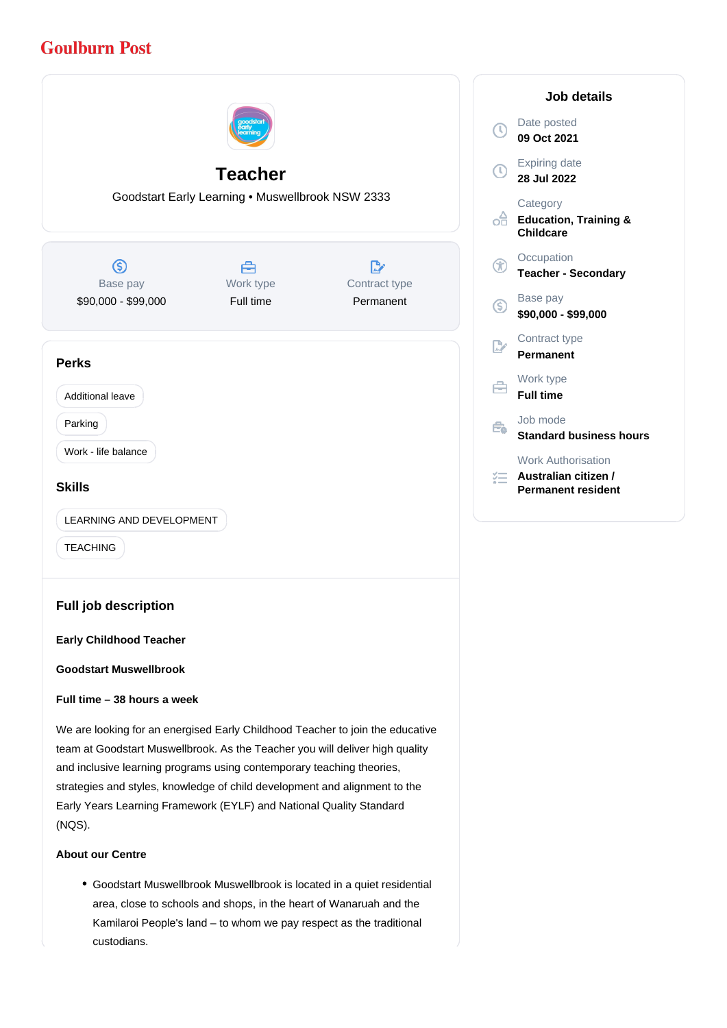# Goulburn Post

## Teacher

Goodstart Early Learning • Muswellbrook NSW 2333

| Base pay | Work type | Contract type |
| --- | --- | --- |
| $90,000 - $99,000 | Full time | Permanent |

### Perks

- Additional leave
- Parking
- Work - life balance

### Skills

- LEARNING AND DEVELOPMENT
- TEACHING

### Job details

**Date posted**
09 Oct 2021

**Expiring date**
28 Jul 2022

**Category**
Education, Training & Childcare

**Occupation**
Teacher - Secondary

**Base pay**
$90,000 - $99,000

**Contract type**
Permanent

**Work type**
Full time

**Job mode**
Standard business hours

**Work Authorisation**
Australian citizen / Permanent resident

### Full job description

**Early Childhood Teacher**

**Goodstart Muswellbrook**

**Full time – 38 hours a week**

We are looking for an energised Early Childhood Teacher to join the educative team at Goodstart Muswellbrook. As the Teacher you will deliver high quality and inclusive learning programs using contemporary teaching theories, strategies and styles, knowledge of child development and alignment to the Early Years Learning Framework (EYLF) and National Quality Standard (NQS).

**About our Centre**

- Goodstart Muswellbrook Muswellbrook is located in a quiet residential area, close to schools and shops, in the heart of Wanaruah and the Kamilaroi People's land – to whom we pay respect as the traditional custodians.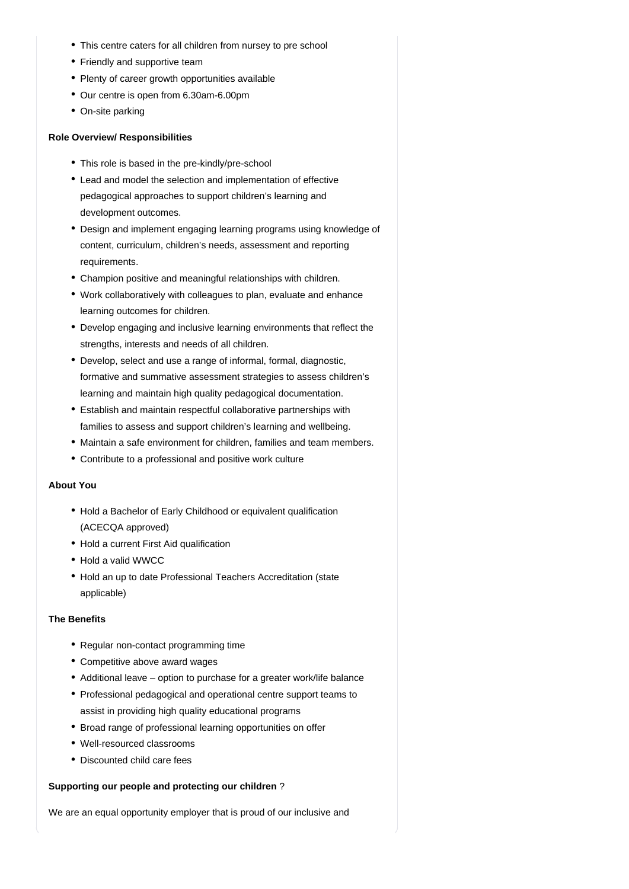- This centre caters for all children from nursey to pre school
- Friendly and supportive team
- Plenty of career growth opportunities available
- Our centre is open from 6.30am-6.00pm
- On-site parking

**Role Overview/ Responsibilities**

- This role is based in the pre-kindly/pre-school
- Lead and model the selection and implementation of effective pedagogical approaches to support children's learning and development outcomes.
- Design and implement engaging learning programs using knowledge of content, curriculum, children's needs, assessment and reporting requirements.
- Champion positive and meaningful relationships with children.
- Work collaboratively with colleagues to plan, evaluate and enhance learning outcomes for children.
- Develop engaging and inclusive learning environments that reflect the strengths, interests and needs of all children.
- Develop, select and use a range of informal, formal, diagnostic, formative and summative assessment strategies to assess children's learning and maintain high quality pedagogical documentation.
- Establish and maintain respectful collaborative partnerships with families to assess and support children's learning and wellbeing.
- Maintain a safe environment for children, families and team members.
- Contribute to a professional and positive work culture

**About You**

- Hold a Bachelor of Early Childhood or equivalent qualification (ACECQA approved)
- Hold a current First Aid qualification
- Hold a valid WWCC
- Hold an up to date Professional Teachers Accreditation (state applicable)

**The Benefits**

- Regular non-contact programming time
- Competitive above award wages
- Additional leave – option to purchase for a greater work/life balance
- Professional pedagogical and operational centre support teams to assist in providing high quality educational programs
- Broad range of professional learning opportunities on offer
- Well-resourced classrooms
- Discounted child care fees

**Supporting our people and protecting our children** ?

We are an equal opportunity employer that is proud of our inclusive and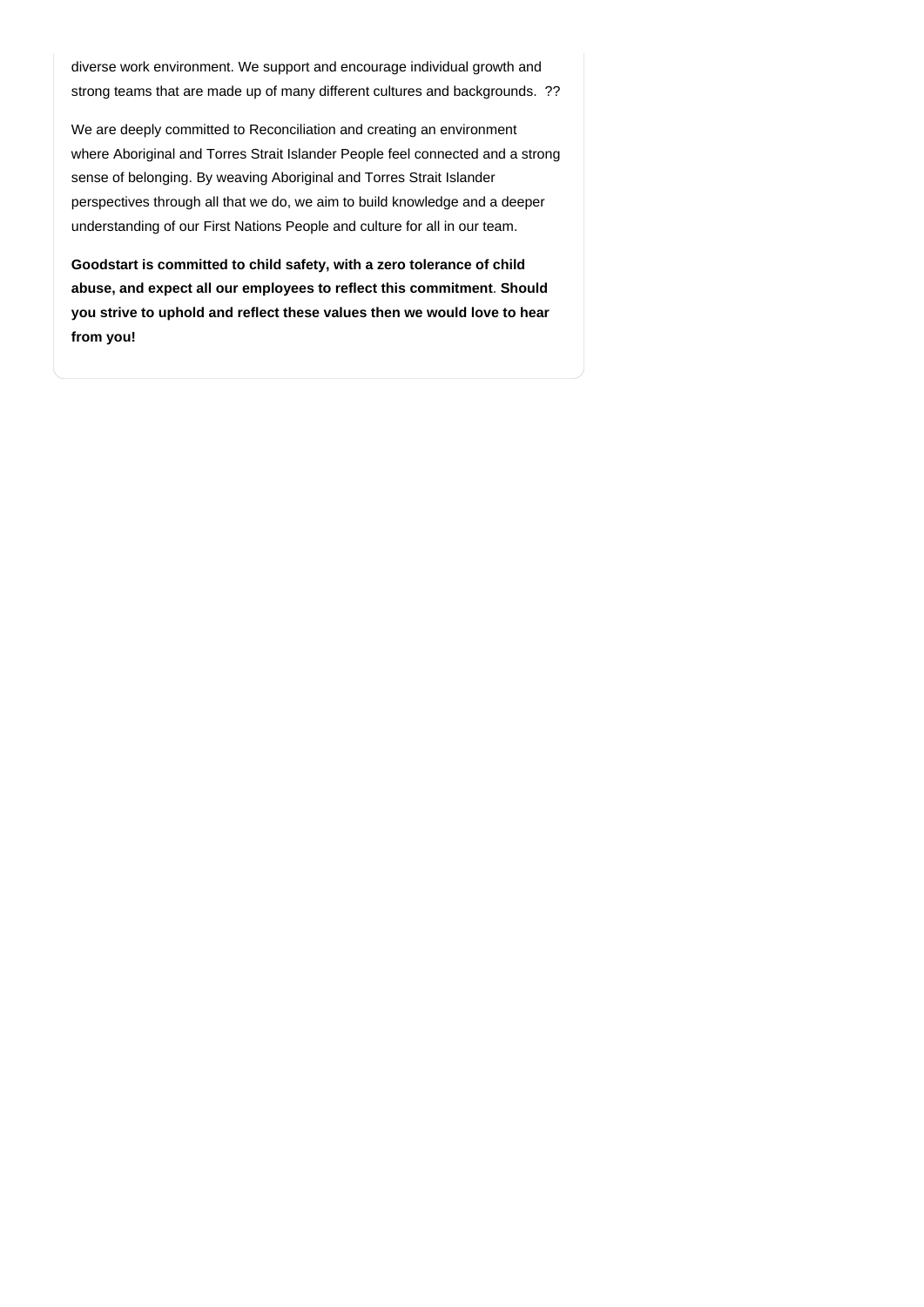diverse work environment. We support and encourage individual growth and strong teams that are made up of many different cultures and backgrounds. ??

We are deeply committed to Reconciliation and creating an environment where Aboriginal and Torres Strait Islander People feel connected and a strong sense of belonging. By weaving Aboriginal and Torres Strait Islander perspectives through all that we do, we aim to build knowledge and a deeper understanding of our First Nations People and culture for all in our team.

**Goodstart is committed to child safety, with a zero tolerance of child abuse, and expect all our employees to reflect this commitment**. **Should you strive to uphold and reflect these values then we would love to hear from you!**